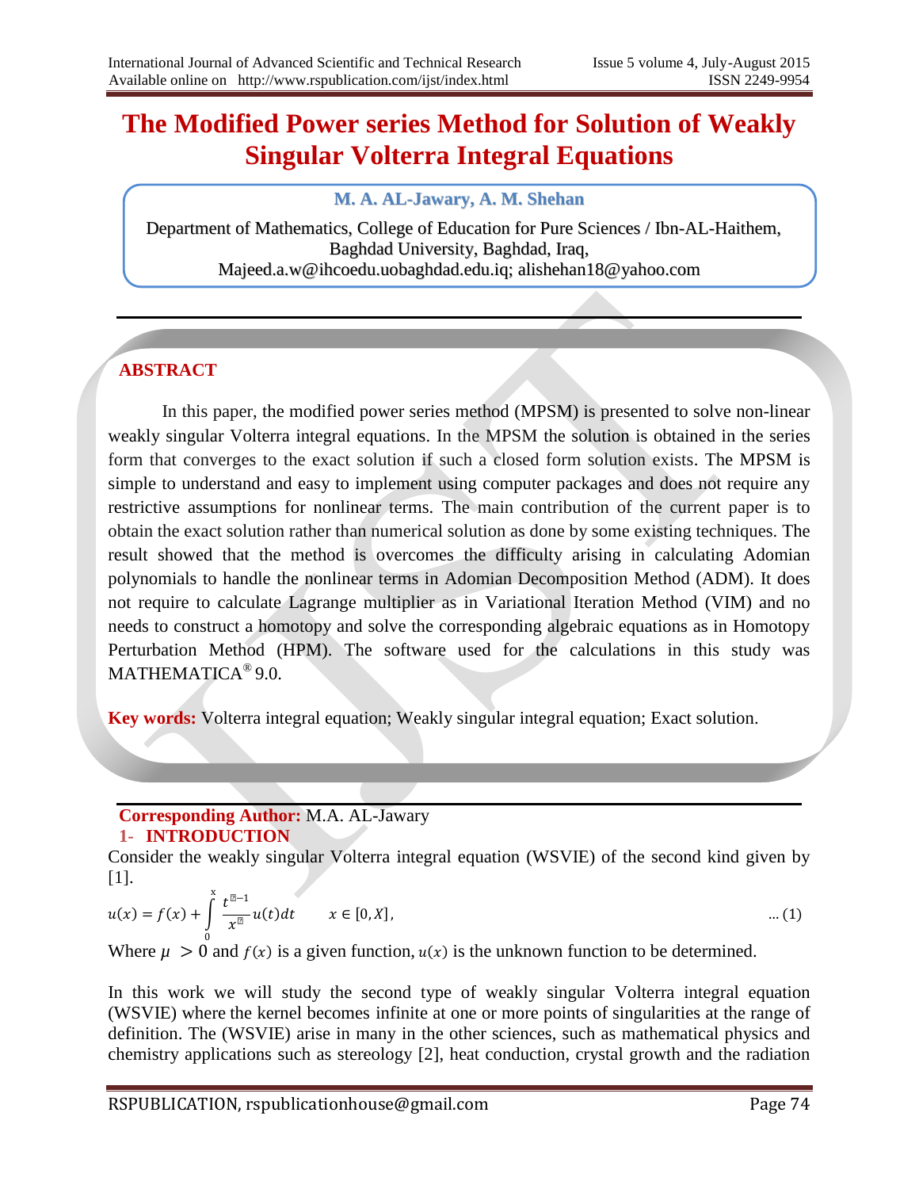# The Modified Power series Method for Solution of Weakly Singular Volterra Integral Equations

**M. A. AL-Jawary, A. M. Shehan**

Department of Mathematics, College of Education for Pure Sciences / Ibn-AL-Haithem, Baghdad University, Baghdad, Iraq,
Majeed.a.w@ihcoedu.uobaghdad.edu.iq; alishehan18@yahoo.com

## ABSTRACT

In this paper, the modified power series method (MPSM) is presented to solve non-linear weakly singular Volterra integral equations. In the MPSM the solution is obtained in the series form that converges to the exact solution if such a closed form solution exists. The MPSM is simple to understand and easy to implement using computer packages and does not require any restrictive assumptions for nonlinear terms. The main contribution of the current paper is to obtain the exact solution rather than numerical solution as done by some existing techniques. The result showed that the method is overcomes the difficulty arising in calculating Adomian polynomials to handle the nonlinear terms in Adomian Decomposition Method (ADM). It does not require to calculate Lagrange multiplier as in Variational Iteration Method (VIM) and no needs to construct a homotopy and solve the corresponding algebraic equations as in Homotopy Perturbation Method (HPM). The software used for the calculations in this study was MATHEMATICA® 9.0.

**Key words:** Volterra integral equation; Weakly singular integral equation; Exact solution.

**Corresponding Author:** M.A. AL-Jawary

## 1- INTRODUCTION

Consider the weakly singular Volterra integral equation (WSVIE) of the second kind given by [1].

$$u(x) = f(x) + \int_0^x \frac{t^{\mu-1}}{x^{\mu}} u(t)dt \qquad x \in [0, X], \qquad \dots (1)$$

Where $\mu > 0$ and $f(x)$ is a given function, $u(x)$ is the unknown function to be determined.

In this work we will study the second type of weakly singular Volterra integral equation (WSVIE) where the kernel becomes infinite at one or more points of singularities at the range of definition. The (WSVIE) arise in many in the other sciences, such as mathematical physics and chemistry applications such as stereology [2], heat conduction, crystal growth and the radiation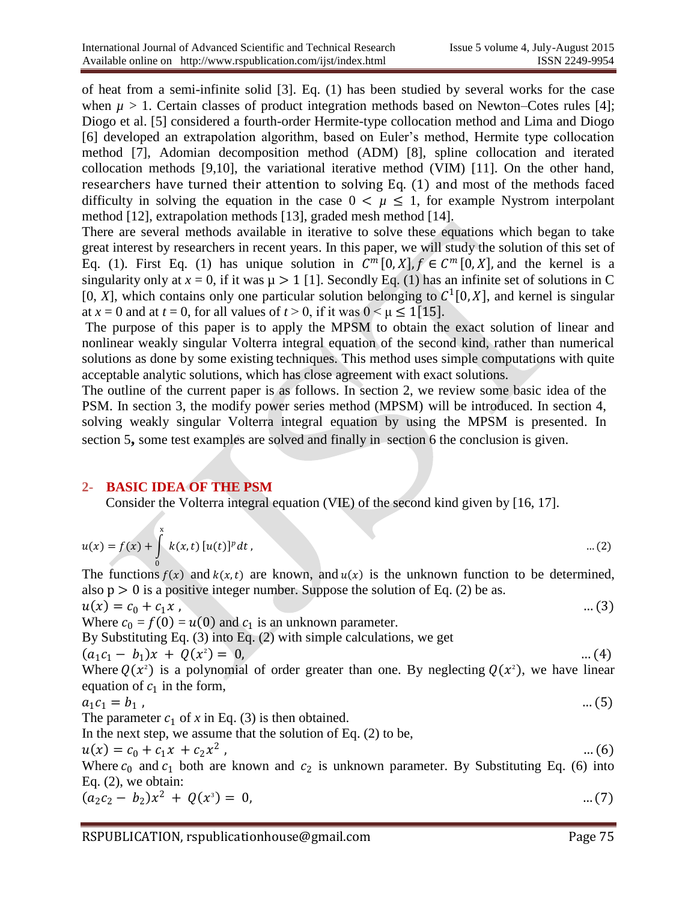of heat from a semi-infinite solid [3]. Eq. (1) has been studied by several works for the case when $\mu > 1$. Certain classes of product integration methods based on Newton–Cotes rules [4]; Diogo et al. [5] considered a fourth-order Hermite-type collocation method and Lima and Diogo [6] developed an extrapolation algorithm, based on Euler's method, Hermite type collocation method [7], Adomian decomposition method (ADM) [8], spline collocation and iterated collocation methods [9,10], the variational iterative method (VIM) [11]. On the other hand, researchers have turned their attention to solving Eq. (1) and most of the methods faced difficulty in solving the equation in the case $0 < \mu \leq 1$, for example Nystrom interpolant method [12], extrapolation methods [13], graded mesh method [14].

There are several methods available in iterative to solve these equations which began to take great interest by researchers in recent years. In this paper, we will study the solution of this set of Eq. (1). First Eq. (1) has unique solution in $C^m[0, X], f \in C^m[0, X]$, and the kernel is a singularity only at $x = 0$, if it was $\mu > 1$ [1]. Secondly Eq. (1) has an infinite set of solutions in C [0, $X$], which contains only one particular solution belonging to $C^1[0, X]$, and kernel is singular at $x = 0$ and at $t = 0$, for all values of $t > 0$, if it was $0 < \mu \leq 1$[15].

The purpose of this paper is to apply the MPSM to obtain the exact solution of linear and nonlinear weakly singular Volterra integral equation of the second kind, rather than numerical solutions as done by some existing techniques. This method uses simple computations with quite acceptable analytic solutions, which has close agreement with exact solutions.

The outline of the current paper is as follows. In section 2, we review some basic idea of the PSM. In section 3, the modify power series method (MPSM) will be introduced. In section 4, solving weakly singular Volterra integral equation by using the MPSM is presented. In section 5**,** some test examples are solved and finally in section 6 the conclusion is given.

## 2- BASIC IDEA OF THE PSM

Consider the Volterra integral equation (VIE) of the second kind given by [16, 17].

$$u(x) = f(x) + \int_0^x k(x,t)\,[u(t)]^p\,dt\,, \qquad \dots(2)$$

The functions $f(x)$ and $k(x,t)$ are known, and $u(x)$ is the unknown function to be determined, also $p > 0$ is a positive integer number. Suppose the solution of Eq. (2) be as.

$$u(x) = c_0 + c_1 x\,, \qquad \dots(3)$$

Where $c_0 = f(0) = u(0)$ and $c_1$ is an unknown parameter.

By Substituting Eq. (3) into Eq. (2) with simple calculations, we get

$$(a_1 c_1 - b_1)x + Q(x^2) = 0, \qquad \dots(4)$$

Where $Q(x^2)$ is a polynomial of order greater than one. By neglecting $Q(x^2)$, we have linear equation of $c_1$ in the form,

$$a_1 c_1 = b_1\,, \qquad \dots(5)$$

The parameter $c_1$ of $x$ in Eq. (3) is then obtained.

In the next step, we assume that the solution of Eq. (2) to be,

$$u(x) = c_0 + c_1 x + c_2 x^2\,, \qquad \dots(6)$$

Where $c_0$ and $c_1$ both are known and $c_2$ is unknown parameter. By Substituting Eq. (6) into Eq. (2), we obtain:

$$(a_2 c_2 - b_2)x^2 + Q(x^3) = 0, \qquad \dots(7)$$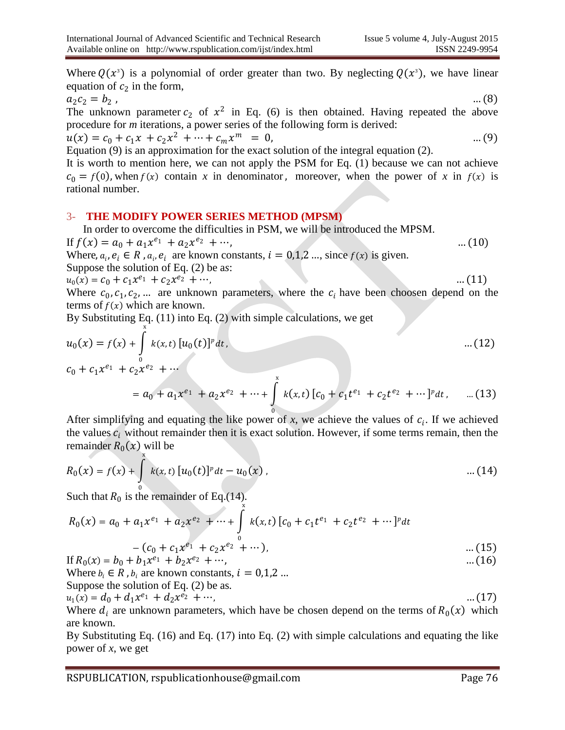Where $Q(x^3)$ is a polynomial of order greater than two. By neglecting $Q(x^3)$, we have linear equation of $c_2$ in the form,

$$a_2 c_2 = b_2 , \qquad ...(8)$$

The unknown parameter $c_2$ of $x^2$ in Eq. (6) is then obtained. Having repeated the above procedure for *m* iterations, a power series of the following form is derived:

$$u(x) = c_0 + c_1 x + c_2 x^2 + \cdots + c_m x^m = 0, \qquad ...(9)$$

Equation (9) is an approximation for the exact solution of the integral equation (2).

It is worth to mention here, we can not apply the PSM for Eq. (1) because we can not achieve $c_0 = f(0)$, when $f(x)$ contain *x* in denominator, moreover, when the power of *x* in $f(x)$ is rational number.

## 3- THE MODIFY POWER SERIES METHOD (MPSM)

In order to overcome the difficulties in PSM, we will be introduced the MPSM.

If $f(x) = a_0 + a_1 x^{e_1} + a_2 x^{e_2} + \cdots,$ $\qquad ...(10)$

Where, $a_i, e_i \in R$ , $a_i, e_i$ are known constants, $i = 0,1,2 \ldots$, since $f(x)$ is given.

Suppose the solution of Eq. (2) be as:

$$u_0(x) = c_0 + c_1 x^{e_1} + c_2 x^{e_2} + \cdots, \qquad ...(11)$$

Where $c_0, c_1, c_2, \ldots$ are unknown parameters, where the $c_i$ have been choosen depend on the terms of $f(x)$ which are known.

By Substituting Eq. (11) into Eq. (2) with simple calculations, we get

$$u_0(x) = f(x) + \int_0^x k(x,t)\,[u_0(t)]^p\,dt, \qquad ...(12)$$

$$c_0 + c_1 x^{e_1} + c_2 x^{e_2} + \cdots = a_0 + a_1 x^{e_1} + a_2 x^{e_2} + \cdots + \int_0^x k(x,t)\,[c_0 + c_1 t^{e_1} + c_2 t^{e_2} + \cdots]^p\,dt, \qquad ...(13)$$

After simplifying and equating the like power of *x*, we achieve the values of $c_i$. If we achieved the values $c_i$ without remainder then it is exact solution. However, if some terms remain, then the remainder $R_0(x)$ will be

$$R_0(x) = f(x) + \int_0^x k(x,t)\,[u_0(t)]^p\,dt - u_0(x), \qquad ...(14)$$

Such that $R_0$ is the remainder of Eq.(14).

$$R_0(x) = a_0 + a_1 x^{e_1} + a_2 x^{e_2} + \cdots + \int_0^x k(x,t)\,[c_0 + c_1 t^{e_1} + c_2 t^{e_2} + \cdots]^p\,dt - (c_0 + c_1 x^{e_1} + c_2 x^{e_2} + \cdots), \qquad ...(15)$$

If $R_0(x) = b_0 + b_1 x^{e_1} + b_2 x^{e_2} + \cdots,$ $\qquad ...(16)$

Where $b_i \in R$ , $b_i$ are known constants, $i = 0,1,2 \ldots$

Suppose the solution of Eq. (2) be as.

$$u_1(x) = d_0 + d_1 x^{e_1} + d_2 x^{e_2} + \cdots, \qquad ...(17)$$

Where $d_i$ are unknown parameters, which have be chosen depend on the terms of $R_0(x)$ which are known.

By Substituting Eq. (16) and Eq. (17) into Eq. (2) with simple calculations and equating the like power of *x*, we get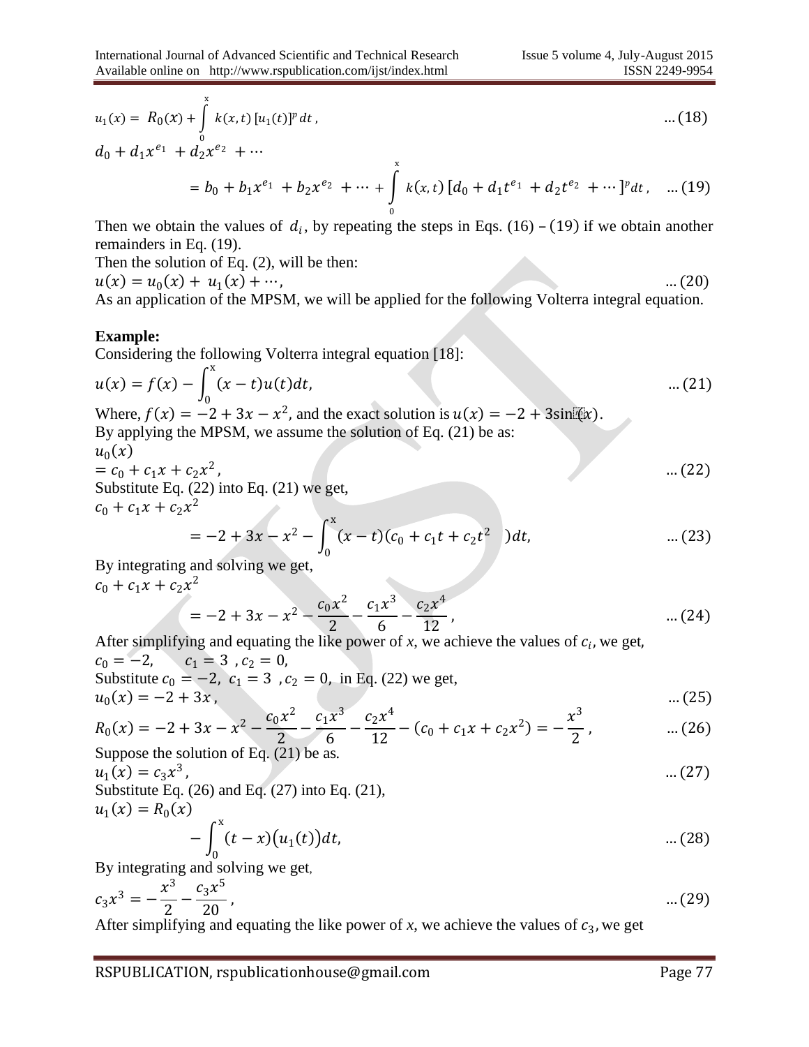$$u_1(x) = R_0(x) + \int_0^x k(x,t)\,[u_1(t)]^p\,dt, \qquad \dots(18)$$

$$d_0 + d_1x^{e_1} + d_2x^{e_2} + \cdots = b_0 + b_1x^{e_1} + b_2x^{e_2} + \cdots + \int_0^x k(x,t)\,[d_0 + d_1t^{e_1} + d_2t^{e_2} + \cdots]^p dt, \qquad \dots(19)$$

Then we obtain the values of $d_i$, by repeating the steps in Eqs. (16) – (19) if we obtain another remainders in Eq. (19).

Then the solution of Eq. (2), will be then:

$$u(x) = u_0(x) + u_1(x) + \cdots, \qquad \dots(20)$$

As an application of the MPSM, we will be applied for the following Volterra integral equation.

**Example:**

Considering the following Volterra integral equation [18]:

$$u(x) = f(x) - \int_0^x (x-t)u(t)dt, \qquad \dots(21)$$

Where, $f(x) = -2 + 3x - x^2$, and the exact solution is $u(x) = -2 + 3\sin(x)$.

By applying the MPSM, we assume the solution of Eq. (21) be as:

$$u_0(x) = c_0 + c_1x + c_2x^2, \qquad \dots(22)$$

Substitute Eq. (22) into Eq. (21) we get,

$$c_0 + c_1x + c_2x^2 = -2 + 3x - x^2 - \int_0^x (x-t)(c_0 + c_1t + c_2t^2)dt, \qquad \dots(23)$$

By integrating and solving we get,

$$c_0 + c_1x + c_2x^2 = -2 + 3x - x^2 - \frac{c_0x^2}{2} - \frac{c_1x^3}{6} - \frac{c_2x^4}{12}, \qquad \dots(24)$$

After simplifying and equating the like power of $x$, we achieve the values of $c_i$, we get,

$c_0 = -2, \quad c_1 = 3, c_2 = 0,$

Substitute $c_0 = -2,\ c_1 = 3,\ c_2 = 0,$ in Eq. (22) we get,

$$u_0(x) = -2 + 3x, \qquad \dots(25)$$

$$R_0(x) = -2 + 3x - x^2 - \frac{c_0x^2}{2} - \frac{c_1x^3}{6} - \frac{c_2x^4}{12} - (c_0 + c_1x + c_2x^2) = -\frac{x^3}{2}, \qquad \dots(26)$$

Suppose the solution of Eq. (21) be as.

$$u_1(x) = c_3x^3, \qquad \dots(27)$$

Substitute Eq. (26) and Eq. (27) into Eq. (21),

$$u_1(x) = R_0(x) - \int_0^x (t-x)\big(u_1(t)\big)dt, \qquad \dots(28)$$

By integrating and solving we get,

$$c_3x^3 = -\frac{x^3}{2} - \frac{c_3x^5}{20}, \qquad \dots(29)$$

After simplifying and equating the like power of $x$, we achieve the values of $c_3$, we get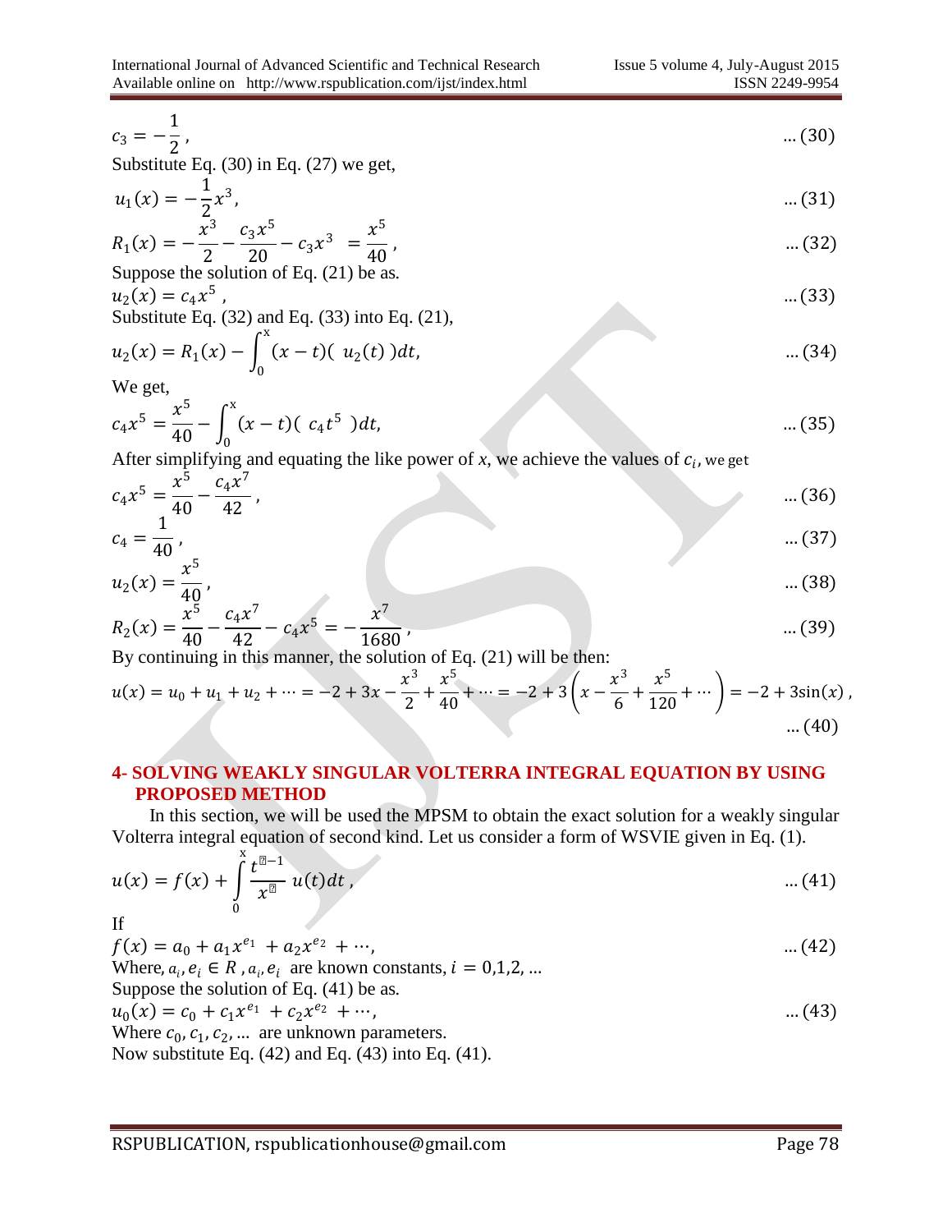$$c_3 = -\frac{1}{2}\,, \qquad \ldots(30)$$

Substitute Eq. (30) in Eq. (27) we get,

$$u_1(x) = -\frac{1}{2}x^3, \qquad \ldots(31)$$

$$R_1(x) = -\frac{x^3}{2} - \frac{c_3 x^5}{20} - c_3 x^3 \;= \frac{x^5}{40}\,, \qquad \ldots(32)$$

Suppose the solution of Eq. (21) be as.

$$u_2(x) = c_4 x^5\,, \qquad \ldots(33)$$

Substitute Eq. (32) and Eq. (33) into Eq. (21),

$$u_2(x) = R_1(x) - \int_0^x (x-t)(\;u_2(t)\;)dt, \qquad \ldots(34)$$

We get,

$$c_4 x^5 = \frac{x^5}{40} - \int_0^x (x-t)(\;c_4 t^5\;)dt, \qquad \ldots(35)$$

After simplifying and equating the like power of $x$, we achieve the values of $c_i$, we get

$$c_4 x^5 = \frac{x^5}{40} - \frac{c_4 x^7}{42}\,, \qquad \ldots(36)$$

$$c_4 = \frac{1}{40}\,, \qquad \ldots(37)$$

$$u_2(x) = \frac{x^5}{40}\,, \qquad \ldots(38)$$

$$R_2(x) = \frac{x^5}{40} - \frac{c_4 x^7}{42} - c_4 x^5 = -\frac{x^7}{1680}\,, \qquad \ldots(39)$$

By continuing in this manner, the solution of Eq. (21) will be then:

$$u(x) = u_0 + u_1 + u_2 + \cdots = -2 + 3x - \frac{x^3}{2} + \frac{x^5}{40} + \cdots = -2 + 3\left(x - \frac{x^3}{6} + \frac{x^5}{120} + \cdots\right) = -2 + 3\sin(x)\,, \qquad \ldots(40)$$

## 4- SOLVING WEAKLY SINGULAR VOLTERRA INTEGRAL EQUATION BY USING PROPOSED METHOD

In this section, we will be used the MPSM to obtain the exact solution for a weakly singular Volterra integral equation of second kind. Let us consider a form of WSVIE given in Eq. (1).

$$u(x) = f(x) + \int_0^x \frac{t^{\mu-1}}{x^{\mu}}\, u(t)dt\,, \qquad \ldots(41)$$

If

$$f(x) = a_0 + a_1 x^{e_1} + a_2 x^{e_2} + \cdots, \qquad \ldots(42)$$

Where, $a_i, e_i \in R$ , $a_i, e_i$ are known constants, $i = 0,1,2, \ldots$

Suppose the solution of Eq. (41) be as.

$$u_0(x) = c_0 + c_1 x^{e_1} + c_2 x^{e_2} + \cdots, \qquad \ldots(43)$$

Where $c_0, c_1, c_2, \ldots$ are unknown parameters.

Now substitute Eq. (42) and Eq. (43) into Eq. (41).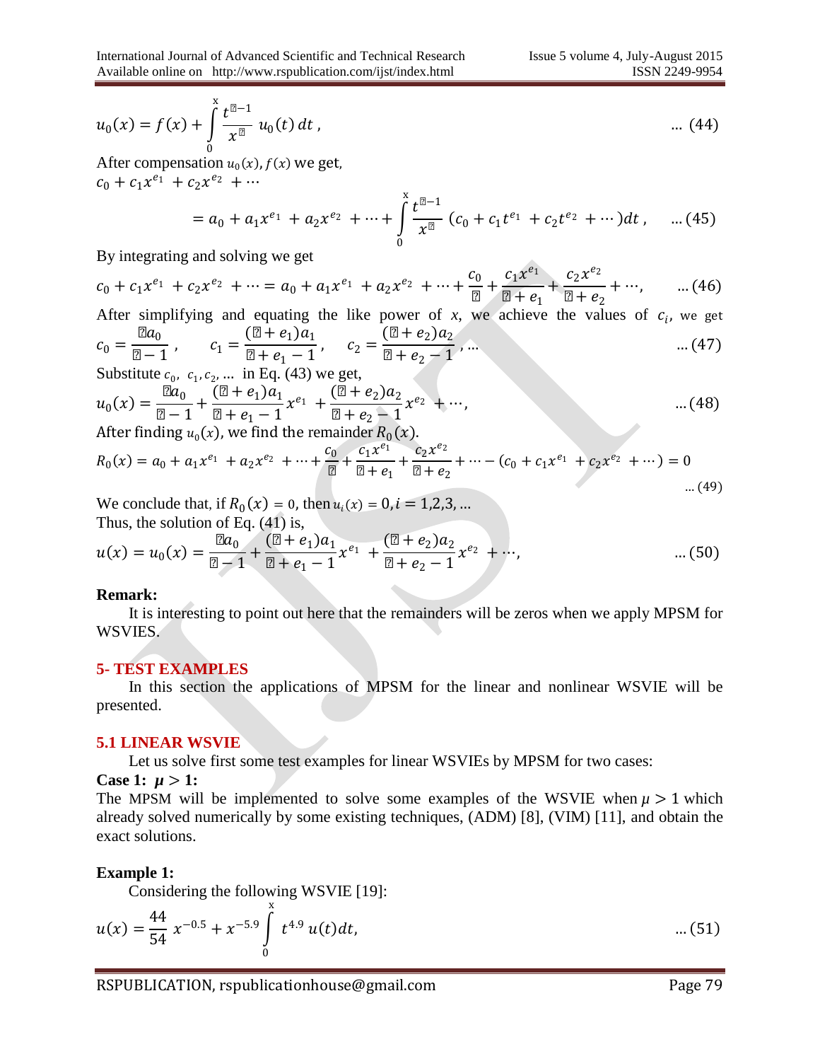$$u_0(x) = f(x) + \int_0^x \frac{t^{\mu-1}}{x^{\mu}} \, u_0(t) \, dt \,, \qquad \ldots (44)$$

After compensation $u_0(x), f(x)$ we get,

$$c_0 + c_1 x^{e_1} + c_2 x^{e_2} + \cdots$$

$$= a_0 + a_1 x^{e_1} + a_2 x^{e_2} + \cdots + \int_0^x \frac{t^{\mu-1}}{x^{\mu}} \left(c_0 + c_1 t^{e_1} + c_2 t^{e_2} + \cdots\right) dt \,, \qquad \ldots (45)$$

By integrating and solving we get

$$c_0 + c_1 x^{e_1} + c_2 x^{e_2} + \cdots = a_0 + a_1 x^{e_1} + a_2 x^{e_2} + \cdots + \frac{c_0}{\mu} + \frac{c_1 x^{e_1}}{\mu + e_1} + \frac{c_2 x^{e_2}}{\mu + e_2} + \cdots, \qquad \ldots (46)$$

After simplifying and equating the like power of $x$, we achieve the values of $c_i$, we get

$$c_0 = \frac{\mu a_0}{\mu - 1} \,, \qquad c_1 = \frac{(\mu + e_1) a_1}{\mu + e_1 - 1}, \qquad c_2 = \frac{(\mu + e_2) a_2}{\mu + e_2 - 1}, \ldots \qquad \ldots (47)$$

Substitute $c_0, c_1, c_2, \ldots$ in Eq. (43) we get,

$$u_0(x) = \frac{\mu a_0}{\mu - 1} + \frac{(\mu + e_1) a_1}{\mu + e_1 - 1} x^{e_1} + \frac{(\mu + e_2) a_2}{\mu + e_2 - 1} x^{e_2} + \cdots, \qquad \ldots (48)$$

After finding $u_0(x)$, we find the remainder $R_0(x)$.

$$R_0(x) = a_0 + a_1 x^{e_1} + a_2 x^{e_2} + \cdots + \frac{c_0}{\mu} + \frac{c_1 x^{e_1}}{\mu + e_1} + \frac{c_2 x^{e_2}}{\mu + e_2} + \cdots - \left(c_0 + c_1 x^{e_1} + c_2 x^{e_2} + \cdots\right) = 0 \qquad \ldots (49)$$

We conclude that, if $R_0(x) = 0$, then $u_i(x) = 0, i = 1,2,3, \ldots$

Thus, the solution of Eq. (41) is,

$$u(x) = u_0(x) = \frac{\mu a_0}{\mu - 1} + \frac{(\mu + e_1) a_1}{\mu + e_1 - 1} x^{e_1} + \frac{(\mu + e_2) a_2}{\mu + e_2 - 1} x^{e_2} + \cdots, \qquad \ldots (50)$$

**Remark:**

It is interesting to point out here that the remainders will be zeros when we apply MPSM for WSVIES.

## 5- TEST EXAMPLES

In this section the applications of MPSM for the linear and nonlinear WSVIE will be presented.

### 5.1 LINEAR WSVIE

Let us solve first some test examples for linear WSVIEs by MPSM for two cases:

**Case 1: $\mu > 1$:**

The MPSM will be implemented to solve some examples of the WSVIE when $\mu > 1$ which already solved numerically by some existing techniques, (ADM) [8], (VIM) [11], and obtain the exact solutions.

**Example 1:**

Considering the following WSVIE [19]:

$$u(x) = \frac{44}{54} \, x^{-0.5} + x^{-5.9} \int_0^x t^{4.9} \, u(t) dt, \qquad \ldots (51)$$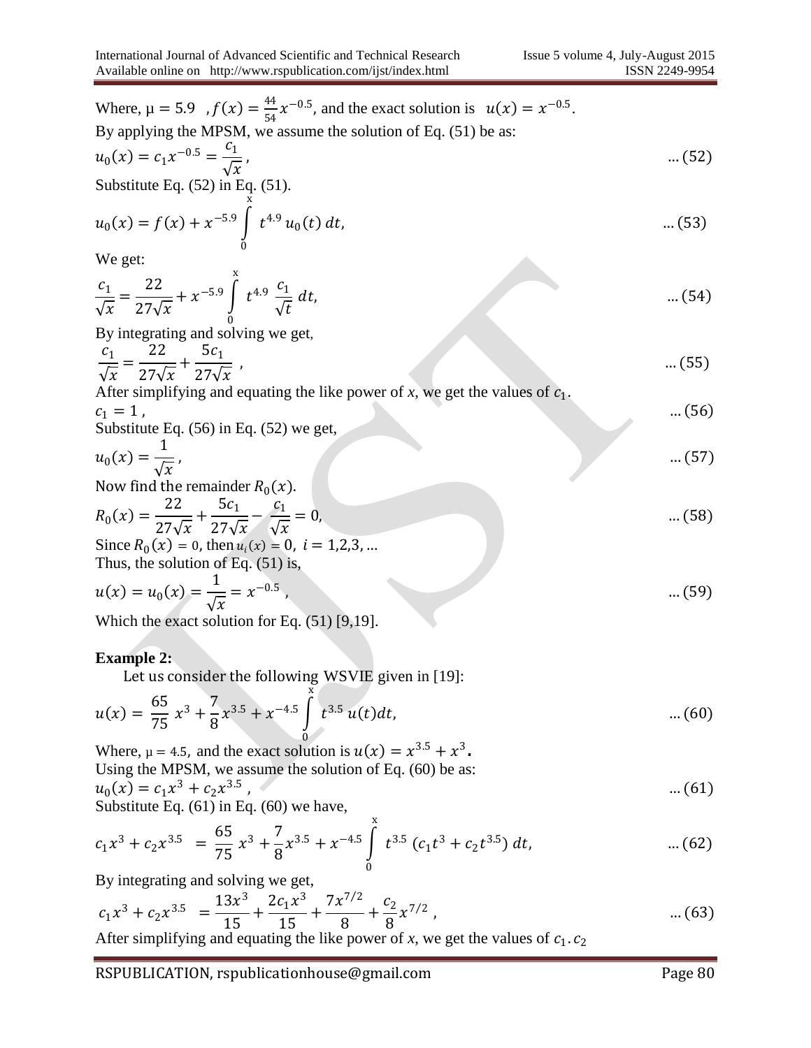Where, $\mu = 5.9$ , $f(x) = \frac{44}{54}x^{-0.5}$, and the exact solution is $u(x) = x^{-0.5}$.

By applying the MPSM, we assume the solution of Eq. (51) be as:

$$u_0(x) = c_1 x^{-0.5} = \frac{c_1}{\sqrt{x}}, \qquad \ldots(52)$$

Substitute Eq. (52) in Eq. (51).

$$u_0(x) = f(x) + x^{-5.9} \int_0^x t^{4.9}\, u_0(t)\, dt, \qquad \ldots(53)$$

We get:

$$\frac{c_1}{\sqrt{x}} = \frac{22}{27\sqrt{x}} + x^{-5.9} \int_0^x t^{4.9}\, \frac{c_1}{\sqrt{t}}\, dt, \qquad \ldots(54)$$

By integrating and solving we get,

$$\frac{c_1}{\sqrt{x}} = \frac{22}{27\sqrt{x}} + \frac{5c_1}{27\sqrt{x}}\ , \qquad \ldots(55)$$

After simplifying and equating the like power of *x*, we get the values of $c_1$.

$$c_1 = 1\ , \qquad \ldots(56)$$

Substitute Eq. (56) in Eq. (52) we get,

$$u_0(x) = \frac{1}{\sqrt{x}}, \qquad \ldots(57)$$

Now find the remainder $R_0(x)$.

$$R_0(x) = \frac{22}{27\sqrt{x}} + \frac{5c_1}{27\sqrt{x}} - \frac{c_1}{\sqrt{x}} = 0, \qquad \ldots(58)$$

Since $R_0(x) = 0$, then $u_i(x) = 0,\ i = 1,2,3,\ldots$

Thus, the solution of Eq. (51) is,

$$u(x) = u_0(x) = \frac{1}{\sqrt{x}} = x^{-0.5}\ , \qquad \ldots(59)$$

Which the exact solution for Eq. (51) [9,19].

**Example 2:**

Let us consider the following WSVIE given in [19]:

$$u(x) = \frac{65}{75}\, x^3 + \frac{7}{8}x^{3.5} + x^{-4.5} \int_0^x t^{3.5}\, u(t)dt, \qquad \ldots(60)$$

Where, $\mu = 4.5$, and the exact solution is $u(x) = x^{3.5} + x^3$.

Using the MPSM, we assume the solution of Eq. (60) be as:

$$u_0(x) = c_1 x^3 + c_2 x^{3.5}\ , \qquad \ldots(61)$$

Substitute Eq. (61) in Eq. (60) we have,

$$c_1 x^3 + c_2 x^{3.5} = \frac{65}{75}\, x^3 + \frac{7}{8}x^{3.5} + x^{-4.5} \int_0^x t^{3.5}\, (c_1 t^3 + c_2 t^{3.5})\, dt, \qquad \ldots(62)$$

By integrating and solving we get,

$$c_1 x^3 + c_2 x^{3.5} = \frac{13x^3}{15} + \frac{2c_1 x^3}{15} + \frac{7x^{7/2}}{8} + \frac{c_2}{8}x^{7/2}\ , \qquad \ldots(63)$$

After simplifying and equating the like power of *x*, we get the values of $c_1 . c_2$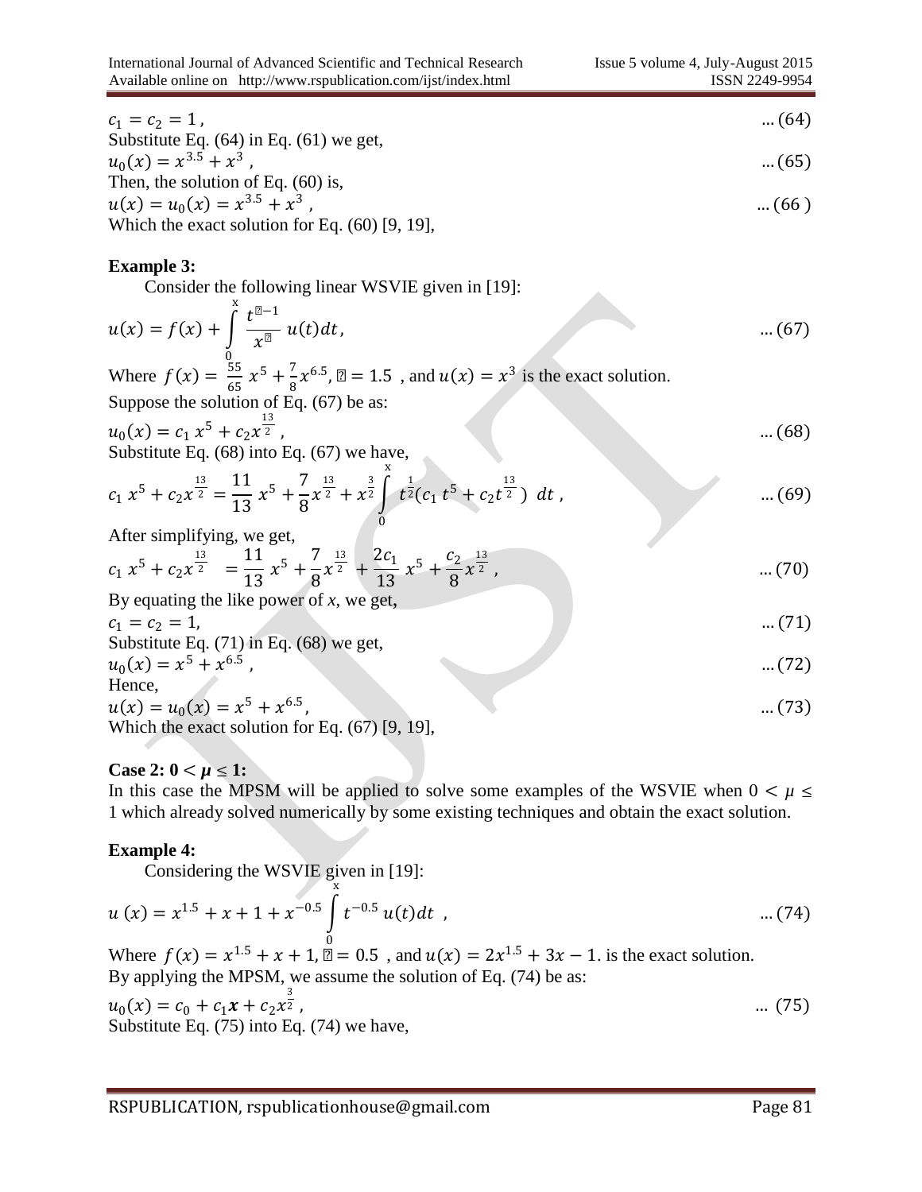$c_1 = c_2 = 1$ , ... (64)

Substitute Eq. (64) in Eq. (61) we get,

$u_0(x) = x^{3.5} + x^3$ , ... (65)

Then, the solution of Eq. (60) is,

$u(x) = u_0(x) = x^{3.5} + x^3$ , ... (66 )

Which the exact solution for Eq. (60) [9, 19],

**Example 3:**

Consider the following linear WSVIE given in [19]:

$$u(x) = f(x) + \int_0^x \frac{t^{\mu-1}}{x^{\mu}} u(t)dt, \quad ...(67)$$

Where $f(x) = \frac{55}{65} x^5 + \frac{7}{8} x^{6.5}$, $\mu = 1.5$ , and $u(x) = x^3$ is the exact solution.

Suppose the solution of Eq. (67) be as:

$$u_0(x) = c_1 x^5 + c_2 x^{\frac{13}{2}} , \quad ...(68)$$

Substitute Eq. (68) into Eq. (67) we have,

$$c_1 x^5 + c_2 x^{\frac{13}{2}} = \frac{11}{13} x^5 + \frac{7}{8} x^{\frac{13}{2}} + x^{\frac{3}{2}} \int_0^x t^{\frac{1}{2}} (c_1 t^5 + c_2 t^{\frac{13}{2}}) \; dt , \quad ...(69)$$

After simplifying, we get,

$$c_1 x^5 + c_2 x^{\frac{13}{2}} = \frac{11}{13} x^5 + \frac{7}{8} x^{\frac{13}{2}} + \frac{2c_1}{13} x^5 + \frac{c_2}{8} x^{\frac{13}{2}} , \quad ...(70)$$

By equating the like power of *x*, we get,

$c_1 = c_2 = 1$, ... (71)

Substitute Eq. (71) in Eq. (68) we get,

$u_0(x) = x^5 + x^{6.5}$ , ... (72)

Hence,

$u(x) = u_0(x) = x^5 + x^{6.5}$, ... (73)

Which the exact solution for Eq. (67) [9, 19],

**Case 2: $0 < \mu \leq 1$:**

In this case the MPSM will be applied to solve some examples of the WSVIE when $0 < \mu \leq 1$ which already solved numerically by some existing techniques and obtain the exact solution.

**Example 4:**

Considering the WSVIE given in [19]:

$$u\,(x) = x^{1.5} + x + 1 + x^{-0.5} \int_0^x t^{-0.5}\, u(t)dt \;\; , \quad ...(74)$$

Where $f(x) = x^{1.5} + x + 1$, $\mu = 0.5$ , and $u(x) = 2x^{1.5} + 3x - 1$. is the exact solution.

By applying the MPSM, we assume the solution of Eq. (74) be as:

$$u_0(x) = c_0 + c_1 \boldsymbol{x} + c_2 x^{\frac{3}{2}} , \quad ... (75)$$

Substitute Eq. (75) into Eq. (74) we have,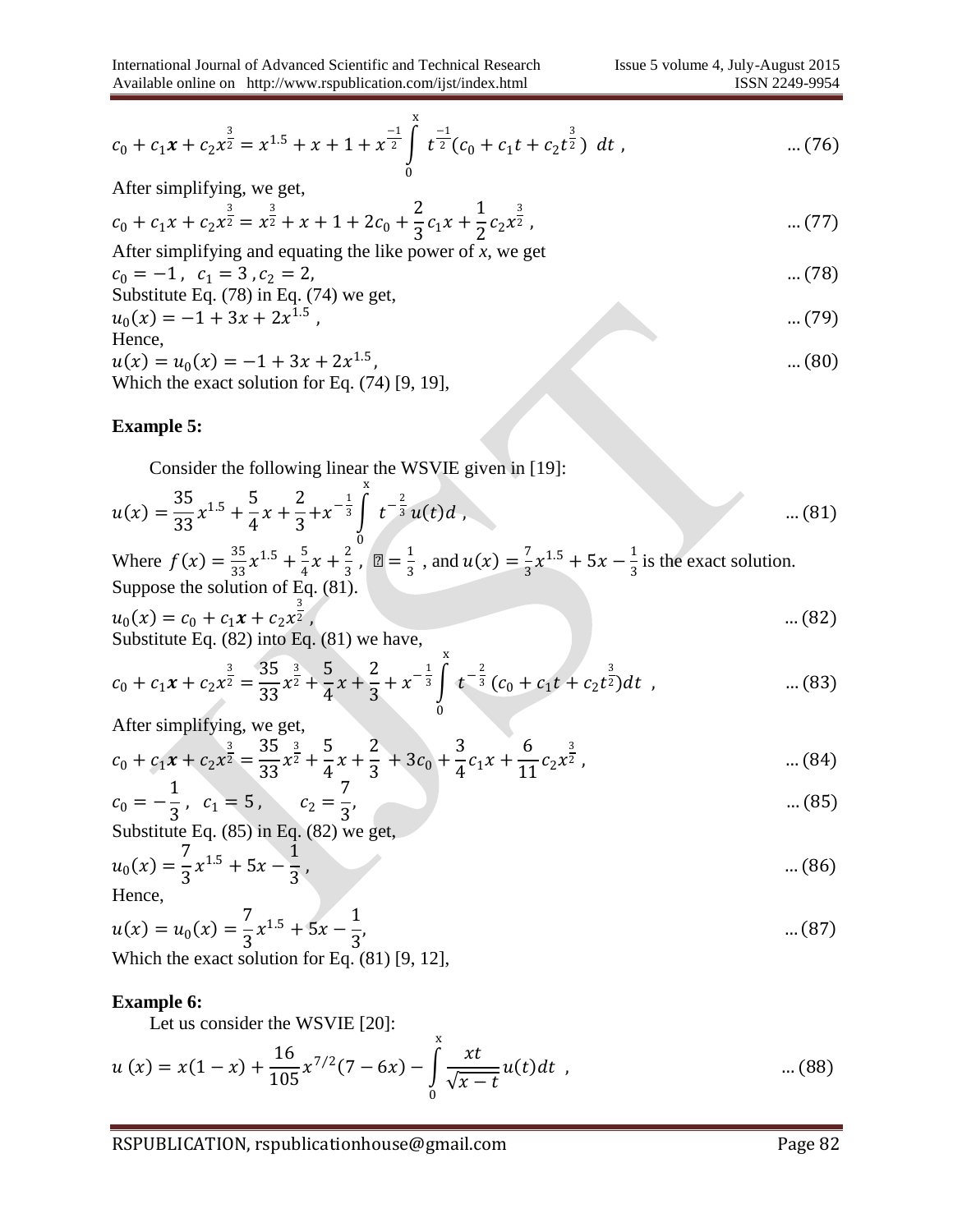$$c_0 + c_1\boldsymbol{x} + c_2x^{\frac{3}{2}} = x^{1.5} + x + 1 + x^{\frac{-1}{2}}\int_0^x t^{\frac{-1}{2}}(c_0 + c_1t + c_2t^{\frac{3}{2}})\ dt\ , \qquad ...(76)$$

After simplifying, we get,

$$c_0 + c_1x + c_2x^{\frac{3}{2}} = x^{\frac{3}{2}} + x + 1 + 2c_0 + \frac{2}{3}c_1x + \frac{1}{2}c_2x^{\frac{3}{2}}\ , \qquad ...(77)$$

After simplifying and equating the like power of *x*, we get

$$c_0 = -1\ ,\ \ c_1 = 3\ , c_2 = 2, \qquad ...(78)$$

Substitute Eq. (78) in Eq. (74) we get,

$$u_0(x) = -1 + 3x + 2x^{1.5}\ , \qquad ...(79)$$

Hence,

$$u(x) = u_0(x) = -1 + 3x + 2x^{1.5}, \qquad ...(80)$$

Which the exact solution for Eq. (74) [9, 19],

**Example 5:**

Consider the following linear the WSVIE given in [19]:

$$u(x) = \frac{35}{33}x^{1.5} + \frac{5}{4}x + \frac{2}{3} + x^{-\frac{1}{3}}\int_0^x t^{-\frac{2}{3}}u(t)d\ , \qquad ...(81)$$

Where $f(x) = \frac{35}{33}x^{1.5} + \frac{5}{4}x + \frac{2}{3}$ , ? $= \frac{1}{3}$ , and $u(x) = \frac{7}{3}x^{1.5} + 5x - \frac{1}{3}$ is the exact solution.
Suppose the solution of Eq. (81).

$$u_0(x) = c_0 + c_1\boldsymbol{x} + c_2x^{\frac{3}{2}}\ , \qquad ...(82)$$

Substitute Eq. (82) into Eq. (81) we have,

$$c_0 + c_1\boldsymbol{x} + c_2x^{\frac{3}{2}} = \frac{35}{33}x^{\frac{3}{2}} + \frac{5}{4}x + \frac{2}{3} + x^{-\frac{1}{3}}\int_0^x t^{-\frac{2}{3}}(c_0 + c_1t + c_2t^{\frac{3}{2}})dt\ \ , \qquad ...(83)$$

After simplifying, we get,

$$c_0 + c_1\boldsymbol{x} + c_2x^{\frac{3}{2}} = \frac{35}{33}x^{\frac{3}{2}} + \frac{5}{4}x + \frac{2}{3} + 3c_0 + \frac{3}{4}c_1x + \frac{6}{11}c_2x^{\frac{3}{2}}\ , \qquad ...(84)$$

$$c_0 = -\frac{1}{3}\ ,\ \ c_1 = 5\ , \qquad c_2 = \frac{7}{3}, \qquad ...(85)$$

Substitute Eq. (85) in Eq. (82) we get,

$$u_0(x) = \frac{7}{3}x^{1.5} + 5x - \frac{1}{3}\ , \qquad ...(86)$$

Hence,

$$u(x) = u_0(x) = \frac{7}{3}x^{1.5} + 5x - \frac{1}{3}, \qquad ...(87)$$

Which the exact solution for Eq. (81) [9, 12],

**Example 6:**

Let us consider the WSVIE [20]:

$$u\ (x) = x(1-x) + \frac{16}{105}x^{7/2}(7-6x) - \int_0^x \frac{xt}{\sqrt{x-t}}u(t)dt\ \ , \qquad ...(88)$$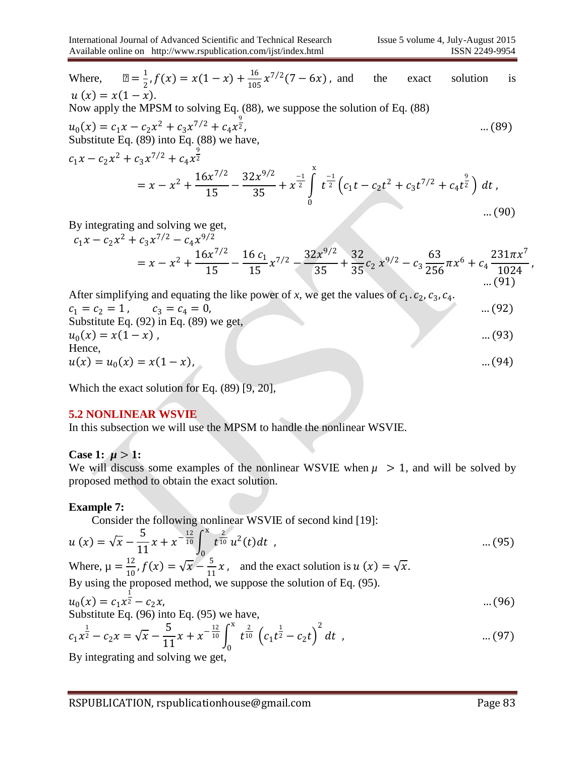Where, $\square = \frac{1}{2}, f(x) = x(1-x) + \frac{16}{105}x^{7/2}(7-6x)$, and the exact solution is $u(x) = x(1-x)$.

Now apply the MPSM to solving Eq. (88), we suppose the solution of Eq. (88)

$$u_0(x) = c_1 x - c_2 x^2 + c_3 x^{7/2} + c_4 x^{\frac{9}{2}}, \quad \ldots (89)$$

Substitute Eq. (89) into Eq. (88) we have,

$$c_1 x - c_2 x^2 + c_3 x^{7/2} + c_4 x^{\frac{9}{2}} = x - x^2 + \frac{16x^{7/2}}{15} - \frac{32x^{9/2}}{35} + x^{\frac{-1}{2}} \int_0^x t^{\frac{-1}{2}} \left( c_1 t - c_2 t^2 + c_3 t^{7/2} + c_4 t^{\frac{9}{2}} \right) dt, \quad \ldots (90)$$

By integrating and solving we get,

$$c_1 x - c_2 x^2 + c_3 x^{7/2} - c_4 x^{9/2} = x - x^2 + \frac{16x^{7/2}}{15} - \frac{16\, c_1}{15} x^{7/2} - \frac{32x^{9/2}}{35} + \frac{32}{35} c_2\, x^{9/2} - c_3 \frac{63}{256} \pi x^6 + c_4 \frac{231\pi x^7}{1024}, \quad \ldots (91)$$

After simplifying and equating the like power of *x*, we get the values of $c_1 . c_2, c_3, c_4$.

$$c_1 = c_2 = 1, \qquad c_3 = c_4 = 0, \quad \ldots (92)$$

Substitute Eq. (92) in Eq. (89) we get,

$$u_0(x) = x(1-x), \quad \ldots (93)$$

Hence,

$$u(x) = u_0(x) = x(1-x), \quad \ldots (94)$$

Which the exact solution for Eq. (89) [9, 20],

## 5.2 NONLINEAR WSVIE

In this subsection we will use the MPSM to handle the nonlinear WSVIE.

**Case 1: $\mu > 1$:**

We will discuss some examples of the nonlinear WSVIE when $\mu > 1$, and will be solved by proposed method to obtain the exact solution.

**Example 7:**

Consider the following nonlinear WSVIE of second kind [19]:

$$u(x) = \sqrt{x} - \frac{5}{11}x + x^{-\frac{12}{10}} \int_0^x t^{\frac{2}{10}} u^2(t) dt, \quad \ldots (95)$$

Where, $\mu = \frac{12}{10}, f(x) = \sqrt{x} - \frac{5}{11}x$, and the exact solution is $u(x) = \sqrt{x}$.

By using the proposed method, we suppose the solution of Eq. (95).

$$u_0(x) = c_1 x^{\frac{1}{2}} - c_2 x, \quad \ldots (96)$$

Substitute Eq. (96) into Eq. (95) we have,

$$c_1 x^{\frac{1}{2}} - c_2 x = \sqrt{x} - \frac{5}{11}x + x^{-\frac{12}{10}} \int_0^x t^{\frac{2}{10}} \left( c_1 t^{\frac{1}{2}} - c_2 t \right)^2 dt, \quad \ldots (97)$$

By integrating and solving we get,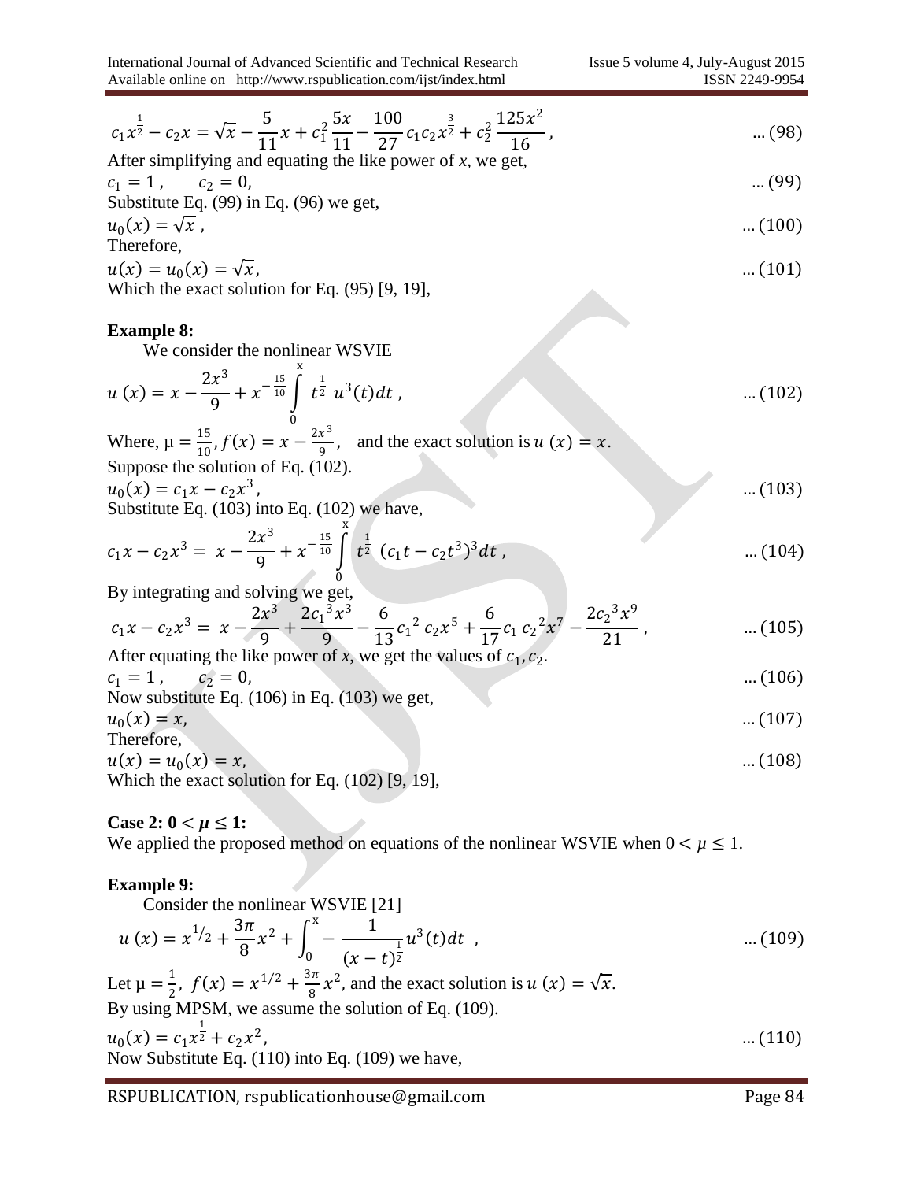$$c_1 x^{\frac{1}{2}} - c_2 x = \sqrt{x} - \frac{5}{11}x + c_1^2 \frac{5x}{11} - \frac{100}{27} c_1 c_2 x^{\frac{3}{2}} + c_2^2 \frac{125x^2}{16}, \qquad \dots (98)$$

After simplifying and equating the like power of *x*, we get,

$$c_1 = 1, \quad c_2 = 0, \qquad \dots (99)$$

Substitute Eq. (99) in Eq. (96) we get,

$$u_0(x) = \sqrt{x}, \qquad \dots (100)$$

Therefore,

$$u(x) = u_0(x) = \sqrt{x}, \qquad \dots (101)$$

Which the exact solution for Eq. (95) [9, 19],

**Example 8:**

We consider the nonlinear WSVIE

$$u(x) = x - \frac{2x^3}{9} + x^{-\frac{15}{10}} \int_0^x t^{\frac{1}{2}} u^3(t)dt, \qquad \dots (102)$$

Where, $\mu = \frac{15}{10}, f(x) = x - \frac{2x^3}{9}$, and the exact solution is $u(x) = x$.

Suppose the solution of Eq. (102).

$$u_0(x) = c_1 x - c_2 x^3, \qquad \dots (103)$$

Substitute Eq. (103) into Eq. (102) we have,

$$c_1 x - c_2 x^3 = x - \frac{2x^3}{9} + x^{-\frac{15}{10}} \int_0^x t^{\frac{1}{2}} (c_1 t - c_2 t^3)^3 dt, \qquad \dots (104)$$

By integrating and solving we get,

$$c_1 x - c_2 x^3 = x - \frac{2x^3}{9} + \frac{2c_1^3 x^3}{9} - \frac{6}{13} c_1^2 c_2 x^5 + \frac{6}{17} c_1 c_2^2 x^7 - \frac{2c_2^3 x^9}{21}, \qquad \dots (105)$$

After equating the like power of *x*, we get the values of $c_1, c_2$.

$$c_1 = 1, \quad c_2 = 0, \qquad \dots (106)$$

Now substitute Eq. (106) in Eq. (103) we get,

$$u_0(x) = x, \qquad \dots (107)$$

Therefore,

$$u(x) = u_0(x) = x, \qquad \dots (108)$$

Which the exact solution for Eq. (102) [9, 19],

**Case 2: $0 < \mu \leq 1$:**

We applied the proposed method on equations of the nonlinear WSVIE when $0 < \mu \leq 1$.

**Example 9:**

Consider the nonlinear WSVIE [21]

$$u(x) = x^{1/2} + \frac{3\pi}{8}x^2 + \int_0^x - \frac{1}{(x-t)^{\frac{1}{2}}} u^3(t)dt, \qquad \dots (109)$$

Let $\mu = \frac{1}{2}$, $f(x) = x^{1/2} + \frac{3\pi}{8}x^2$, and the exact solution is $u(x) = \sqrt{x}$.

By using MPSM, we assume the solution of Eq. (109).

$$u_0(x) = c_1 x^{\frac{1}{2}} + c_2 x^2, \qquad \dots (110)$$

Now Substitute Eq. (110) into Eq. (109) we have,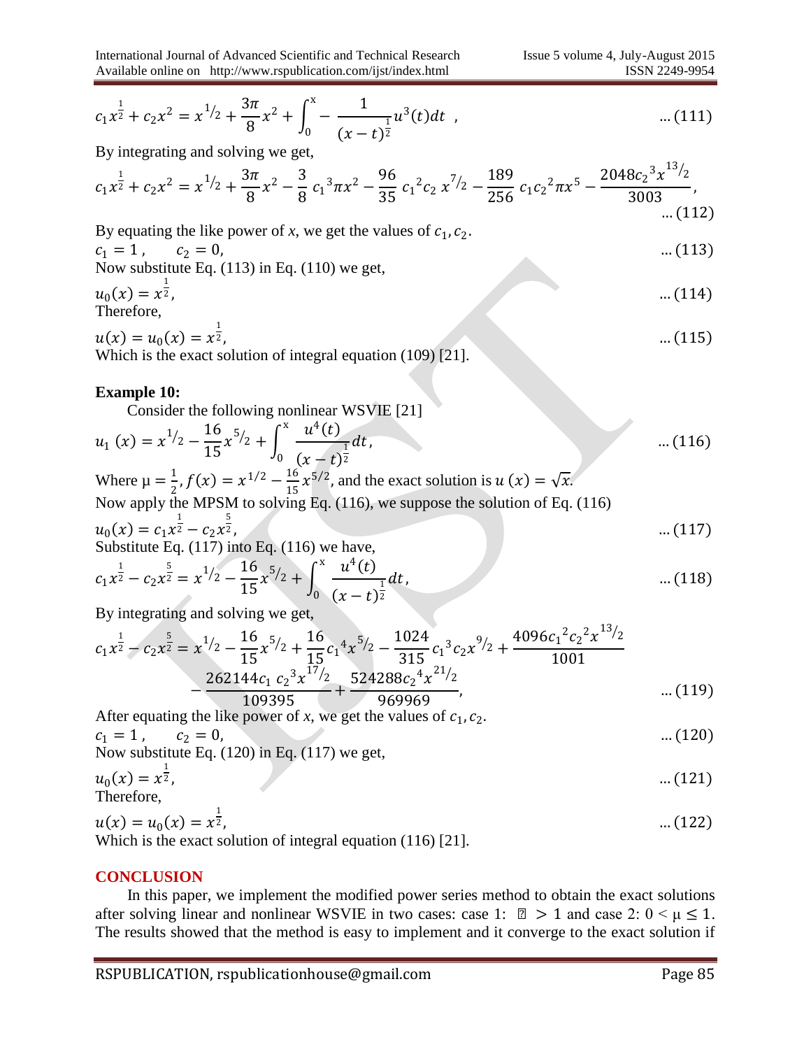$$c_1 x^{\frac{1}{2}} + c_2 x^2 = x^{1/2} + \frac{3\pi}{8}x^2 + \int_0^x -\frac{1}{(x-t)^{\frac{1}{2}}} u^3(t)dt \ , \qquad \dots(111)$$

By integrating and solving we get,

$$c_1 x^{\frac{1}{2}} + c_2 x^2 = x^{1/2} + \frac{3\pi}{8}x^2 - \frac{3}{8}c_1{}^3 \pi x^2 - \frac{96}{35}c_1{}^2 c_2\, x^{7/2} - \frac{189}{256}c_1 c_2{}^2 \pi x^5 - \frac{2048 c_2{}^3 x^{13/2}}{3003}, \qquad \dots(112)$$

By equating the like power of *x*, we get the values of $c_1, c_2$.

$$c_1 = 1\,, \qquad c_2 = 0, \qquad \dots(113)$$

Now substitute Eq. (113) in Eq. (110) we get,

$$u_0(x) = x^{\frac{1}{2}}, \qquad \dots(114)$$

Therefore,

$$u(x) = u_0(x) = x^{\frac{1}{2}}, \qquad \dots(115)$$

Which is the exact solution of integral equation (109) [21].

**Example 10:**

Consider the following nonlinear WSVIE [21]

$$u_1\,(x) = x^{1/2} - \frac{16}{15}x^{5/2} + \int_0^x \frac{u^4(t)}{(x-t)^{\frac{1}{2}}}dt, \qquad \dots(116)$$

Where $\mu = \frac{1}{2}, f(x) = x^{1/2} - \frac{16}{15}x^{5/2}$, and the exact solution is $u\,(x) = \sqrt{x}$.

Now apply the MPSM to solving Eq. (116), we suppose the solution of Eq. (116)

$$u_0(x) = c_1 x^{\frac{1}{2}} - c_2 x^{\frac{5}{2}}, \qquad \dots(117)$$

Substitute Eq. (117) into Eq. (116) we have,

$$c_1 x^{\frac{1}{2}} - c_2 x^{\frac{5}{2}} = x^{1/2} - \frac{16}{15}x^{5/2} + \int_0^x \frac{u^4(t)}{(x-t)^{\frac{1}{2}}}dt, \qquad \dots(118)$$

By integrating and solving we get,

$$c_1 x^{\frac{1}{2}} - c_2 x^{\frac{5}{2}} = x^{1/2} - \frac{16}{15}x^{5/2} + \frac{16}{15}c_1{}^4 x^{5/2} - \frac{1024}{315}c_1{}^3 c_2 x^{9/2} + \frac{4096 c_1{}^2 c_2{}^2 x^{13/2}}{1001} - \frac{262144 c_1\, c_2{}^3 x^{17/2}}{109395} + \frac{524288 c_2{}^4 x^{21/2}}{969969}, \qquad \dots(119)$$

After equating the like power of *x*, we get the values of $c_1, c_2$.

$$c_1 = 1\,, \qquad c_2 = 0, \qquad \dots(120)$$

Now substitute Eq. (120) in Eq. (117) we get,

$$u_0(x) = x^{\frac{1}{2}}, \qquad \dots(121)$$

Therefore,

$$u(x) = u_0(x) = x^{\frac{1}{2}}, \qquad \dots(122)$$

Which is the exact solution of integral equation (116) [21].

## CONCLUSION

In this paper, we implement the modified power series method to obtain the exact solutions after solving linear and nonlinear WSVIE in two cases: case 1: $\mu > 1$ and case 2: $0 < \mu \leq 1$. The results showed that the method is easy to implement and it converge to the exact solution if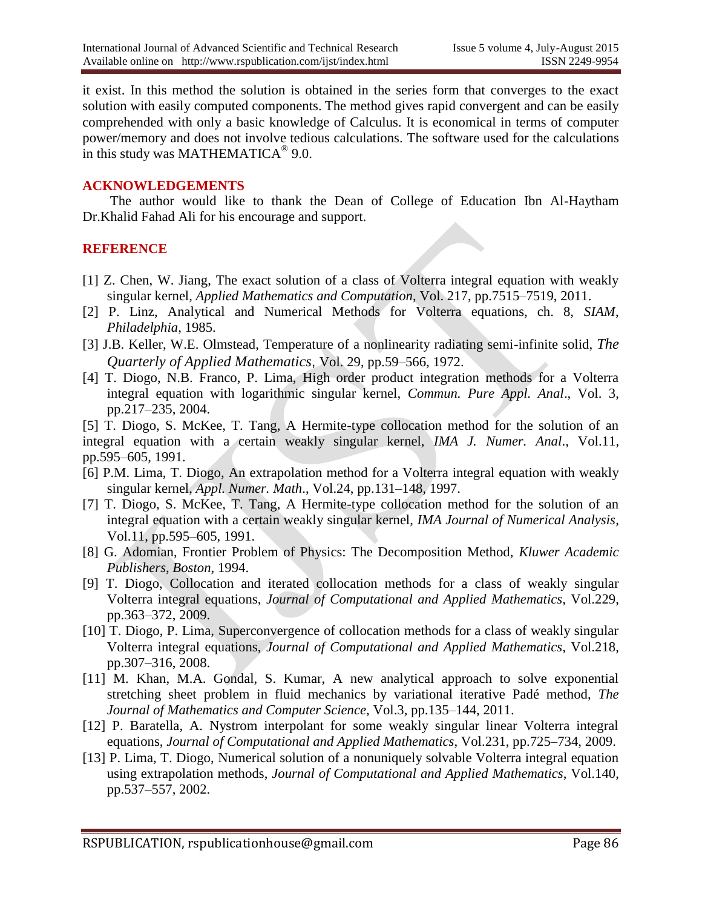it exist. In this method the solution is obtained in the series form that converges to the exact solution with easily computed components. The method gives rapid convergent and can be easily comprehended with only a basic knowledge of Calculus. It is economical in terms of computer power/memory and does not involve tedious calculations. The software used for the calculations in this study was MATHEMATICA® 9.0.

## ACKNOWLEDGEMENTS

The author would like to thank the Dean of College of Education Ibn Al-Haytham Dr.Khalid Fahad Ali for his encourage and support.

## REFERENCE

[1] Z. Chen, W. Jiang, The exact solution of a class of Volterra integral equation with weakly singular kernel, *Applied Mathematics and Computation*, Vol. 217, pp.7515–7519, 2011.

[2] P. Linz, Analytical and Numerical Methods for Volterra equations, ch. 8, *SIAM*, *Philadelphia*, 1985.

[3] J.B. Keller, W.E. Olmstead, Temperature of a nonlinearity radiating semi-infinite solid, *The Quarterly of Applied Mathematics*, Vol. 29, pp.59–566, 1972.

[4] T. Diogo, N.B. Franco, P. Lima, High order product integration methods for a Volterra integral equation with logarithmic singular kernel, *Commun. Pure Appl. Anal*., Vol. 3, pp.217–235, 2004.

[5] T. Diogo, S. McKee, T. Tang, A Hermite-type collocation method for the solution of an integral equation with a certain weakly singular kernel, *IMA J. Numer. Anal*., Vol.11, pp.595–605, 1991.

[6] P.M. Lima, T. Diogo, An extrapolation method for a Volterra integral equation with weakly singular kernel, *Appl. Numer. Math*., Vol.24, pp.131–148, 1997.

[7] T. Diogo, S. McKee, T. Tang, A Hermite-type collocation method for the solution of an integral equation with a certain weakly singular kernel, *IMA Journal of Numerical Analysis*, Vol.11, pp.595–605, 1991.

[8] G. Adomian, Frontier Problem of Physics: The Decomposition Method, *Kluwer Academic Publishers*, *Boston*, 1994.

[9] T. Diogo, Collocation and iterated collocation methods for a class of weakly singular Volterra integral equations, *Journal of Computational and Applied Mathematics*, Vol.229, pp.363–372, 2009.

[10] T. Diogo, P. Lima, Superconvergence of collocation methods for a class of weakly singular Volterra integral equations, *Journal of Computational and Applied Mathematics*, Vol.218, pp.307–316, 2008.

[11] M. Khan, M.A. Gondal, S. Kumar, A new analytical approach to solve exponential stretching sheet problem in fluid mechanics by variational iterative Padé method, *The Journal of Mathematics and Computer Science*, Vol.3, pp.135–144, 2011.

[12] P. Baratella, A. Nystrom interpolant for some weakly singular linear Volterra integral equations, *Journal of Computational and Applied Mathematics*, Vol.231, pp.725–734, 2009.

[13] P. Lima, T. Diogo, Numerical solution of a nonuniquely solvable Volterra integral equation using extrapolation methods, *Journal of Computational and Applied Mathematics*, Vol.140, pp.537–557, 2002.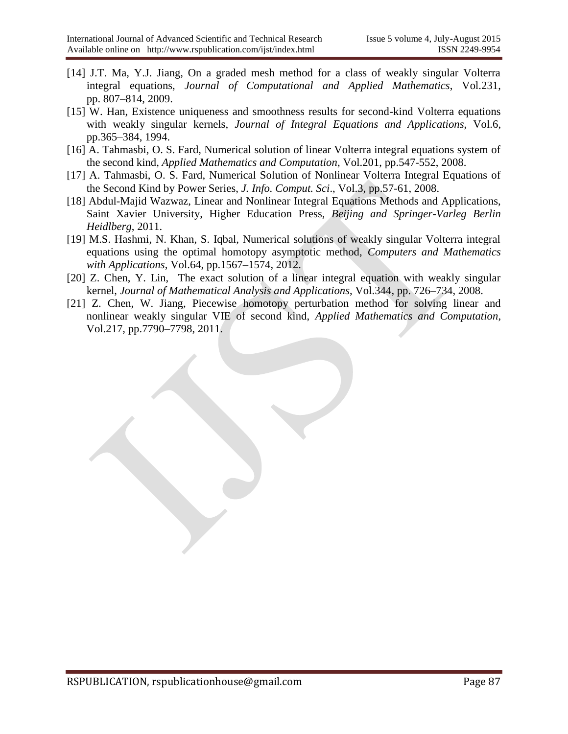[14] J.T. Ma, Y.J. Jiang, On a graded mesh method for a class of weakly singular Volterra integral equations, *Journal of Computational and Applied Mathematics*, Vol.231, pp. 807–814, 2009.

[15] W. Han, Existence uniqueness and smoothness results for second-kind Volterra equations with weakly singular kernels, *Journal of Integral Equations and Applications*, Vol.6, pp.365–384, 1994.

[16] A. Tahmasbi, O. S. Fard, Numerical solution of linear Volterra integral equations system of the second kind, *Applied Mathematics and Computation*, Vol.201, pp.547-552, 2008.

[17] A. Tahmasbi, O. S. Fard, Numerical Solution of Nonlinear Volterra Integral Equations of the Second Kind by Power Series, *J. Info. Comput. Sci*., Vol.3, pp.57-61, 2008.

[18] Abdul-Majid Wazwaz, Linear and Nonlinear Integral Equations Methods and Applications, Saint Xavier University, Higher Education Press, *Beijing and Springer-Varleg Berlin Heidlberg*, 2011.

[19] M.S. Hashmi, N. Khan, S. Iqbal, Numerical solutions of weakly singular Volterra integral equations using the optimal homotopy asymptotic method, *Computers and Mathematics with Applications*, Vol.64, pp.1567–1574, 2012.

[20] Z. Chen, Y. Lin, The exact solution of a linear integral equation with weakly singular kernel, *Journal of Mathematical Analysis and Applications*, Vol.344, pp. 726–734, 2008.

[21] Z. Chen, W. Jiang, Piecewise homotopy perturbation method for solving linear and nonlinear weakly singular VIE of second kind, *Applied Mathematics and Computation*, Vol.217, pp.7790–7798, 2011.